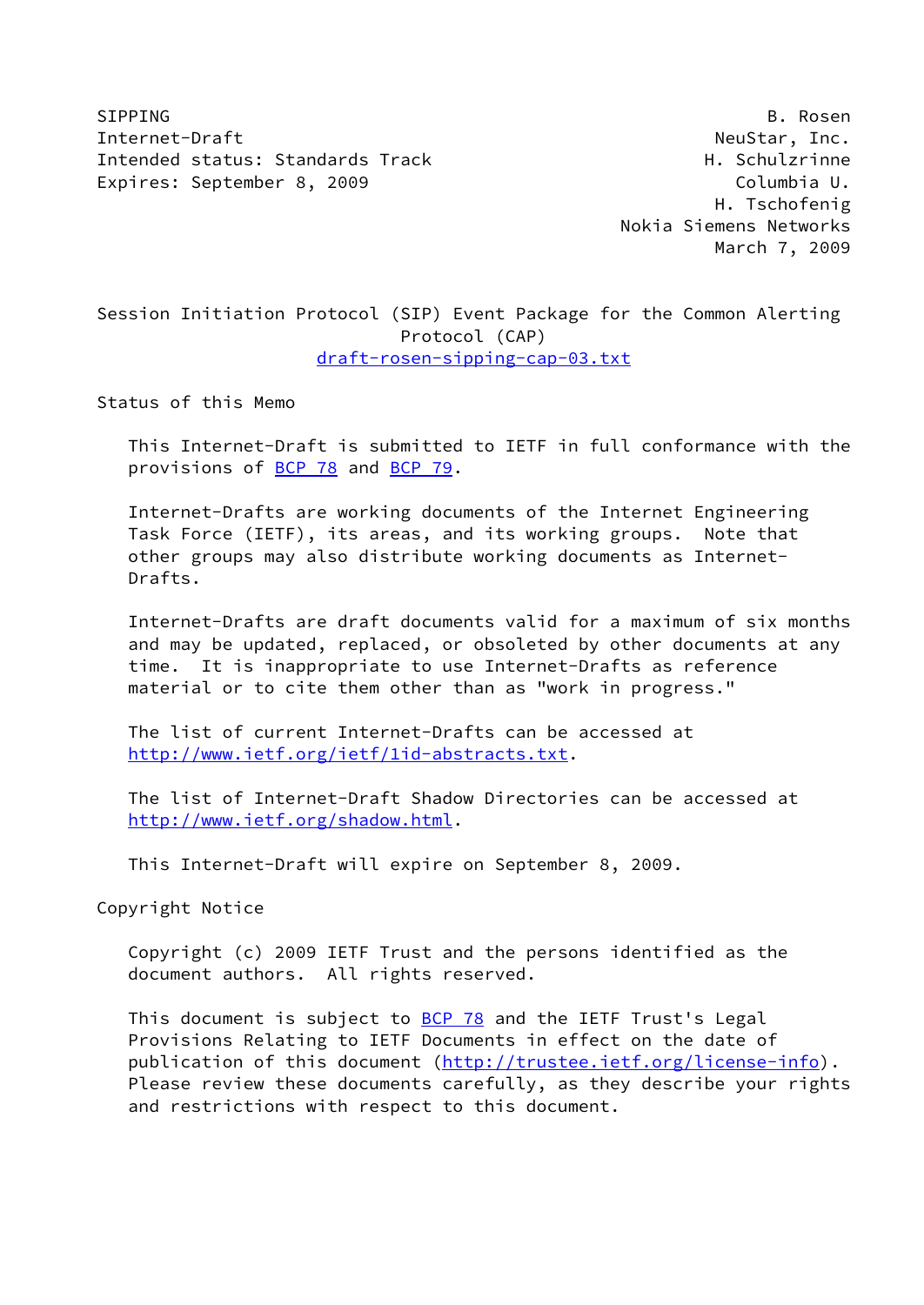SIPPING B. Rosen
Internet-Draft NeuStar, Inc.
Intended status: Standards Track H. Schulzrinne
Expires: September 8, 2009 Columbia U.
H. Tschofenig
Nokia Siemens Networks
March 7, 2009

# Session Initiation Protocol (SIP) Event Package for the Common Alerting Protocol (CAP)

draft-rosen-sipping-cap-03.txt

## Status of this Memo

This Internet-Draft is submitted to IETF in full conformance with the provisions of BCP 78 and BCP 79.

Internet-Drafts are working documents of the Internet Engineering Task Force (IETF), its areas, and its working groups. Note that other groups may also distribute working documents as Internet-Drafts.

Internet-Drafts are draft documents valid for a maximum of six months and may be updated, replaced, or obsoleted by other documents at any time. It is inappropriate to use Internet-Drafts as reference material or to cite them other than as "work in progress."

The list of current Internet-Drafts can be accessed at http://www.ietf.org/ietf/1id-abstracts.txt.

The list of Internet-Draft Shadow Directories can be accessed at http://www.ietf.org/shadow.html.

This Internet-Draft will expire on September 8, 2009.

## Copyright Notice

Copyright (c) 2009 IETF Trust and the persons identified as the document authors. All rights reserved.

This document is subject to BCP 78 and the IETF Trust's Legal Provisions Relating to IETF Documents in effect on the date of publication of this document (http://trustee.ietf.org/license-info). Please review these documents carefully, as they describe your rights and restrictions with respect to this document.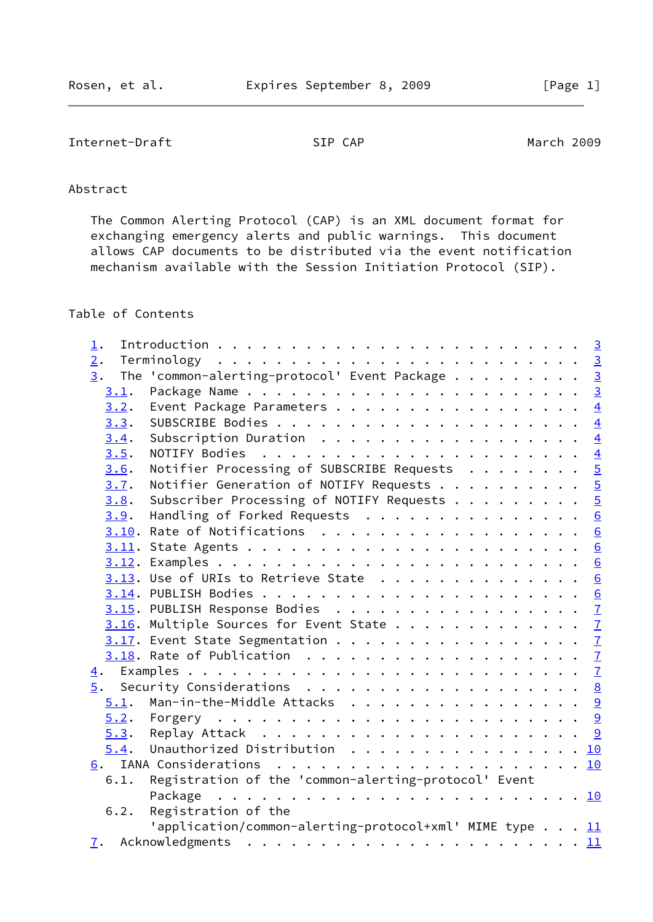## Abstract

The Common Alerting Protocol (CAP) is an XML document format for exchanging emergency alerts and public warnings. This document allows CAP documents to be distributed via the event notification mechanism available with the Session Initiation Protocol (SIP).

## Table of Contents

```
   1.  Introduction . . . . . . . . . . . . . . . . . . . . . . . .   3
   2.  Terminology  . . . . . . . . . . . . . . . . . . . . . . . .   3
   3.  The 'common-alerting-protocol' Event Package . . . . . . . .   3
     3.1.  Package Name . . . . . . . . . . . . . . . . . . . . . .   3
     3.2.  Event Package Parameters . . . . . . . . . . . . . . . .   4
     3.3.  SUBSCRIBE Bodies . . . . . . . . . . . . . . . . . . . .   4
     3.4.  Subscription Duration  . . . . . . . . . . . . . . . . .   4
     3.5.  NOTIFY Bodies  . . . . . . . . . . . . . . . . . . . . .   4
     3.6.  Notifier Processing of SUBSCRIBE Requests  . . . . . . .   5
     3.7.  Notifier Generation of NOTIFY Requests . . . . . . . . .   5
     3.8.  Subscriber Processing of NOTIFY Requests . . . . . . . .   5
     3.9.  Handling of Forked Requests  . . . . . . . . . . . . . .   6
     3.10. Rate of Notifications  . . . . . . . . . . . . . . . . .   6
     3.11. State Agents . . . . . . . . . . . . . . . . . . . . . .   6
     3.12. Examples . . . . . . . . . . . . . . . . . . . . . . . .   6
     3.13. Use of URIs to Retrieve State  . . . . . . . . . . . . .   6
     3.14. PUBLISH Bodies . . . . . . . . . . . . . . . . . . . . .   6
     3.15. PUBLISH Response Bodies  . . . . . . . . . . . . . . . .   7
     3.16. Multiple Sources for Event State . . . . . . . . . . . .   7
     3.17. Event State Segmentation . . . . . . . . . . . . . . . .   7
     3.18. Rate of Publication  . . . . . . . . . . . . . . . . . .   7
   4.  Examples . . . . . . . . . . . . . . . . . . . . . . . . . .   7
   5.  Security Considerations  . . . . . . . . . . . . . . . . . .   8
     5.1.  Man-in-the-Middle Attacks  . . . . . . . . . . . . . . .   9
     5.2.  Forgery  . . . . . . . . . . . . . . . . . . . . . . . .   9
     5.3.  Replay Attack  . . . . . . . . . . . . . . . . . . . . .   9
     5.4.  Unauthorized Distribution  . . . . . . . . . . . . . . .  10
   6.  IANA Considerations  . . . . . . . . . . . . . . . . . . . .  10
     6.1.  Registration of the 'common-alerting-protocol' Event
           Package  . . . . . . . . . . . . . . . . . . . . . . . .  10
     6.2.  Registration of the
           'application/common-alerting-protocol+xml' MIME type . .  11
   7.  Acknowledgments  . . . . . . . . . . . . . . . . . . . . . .  11
```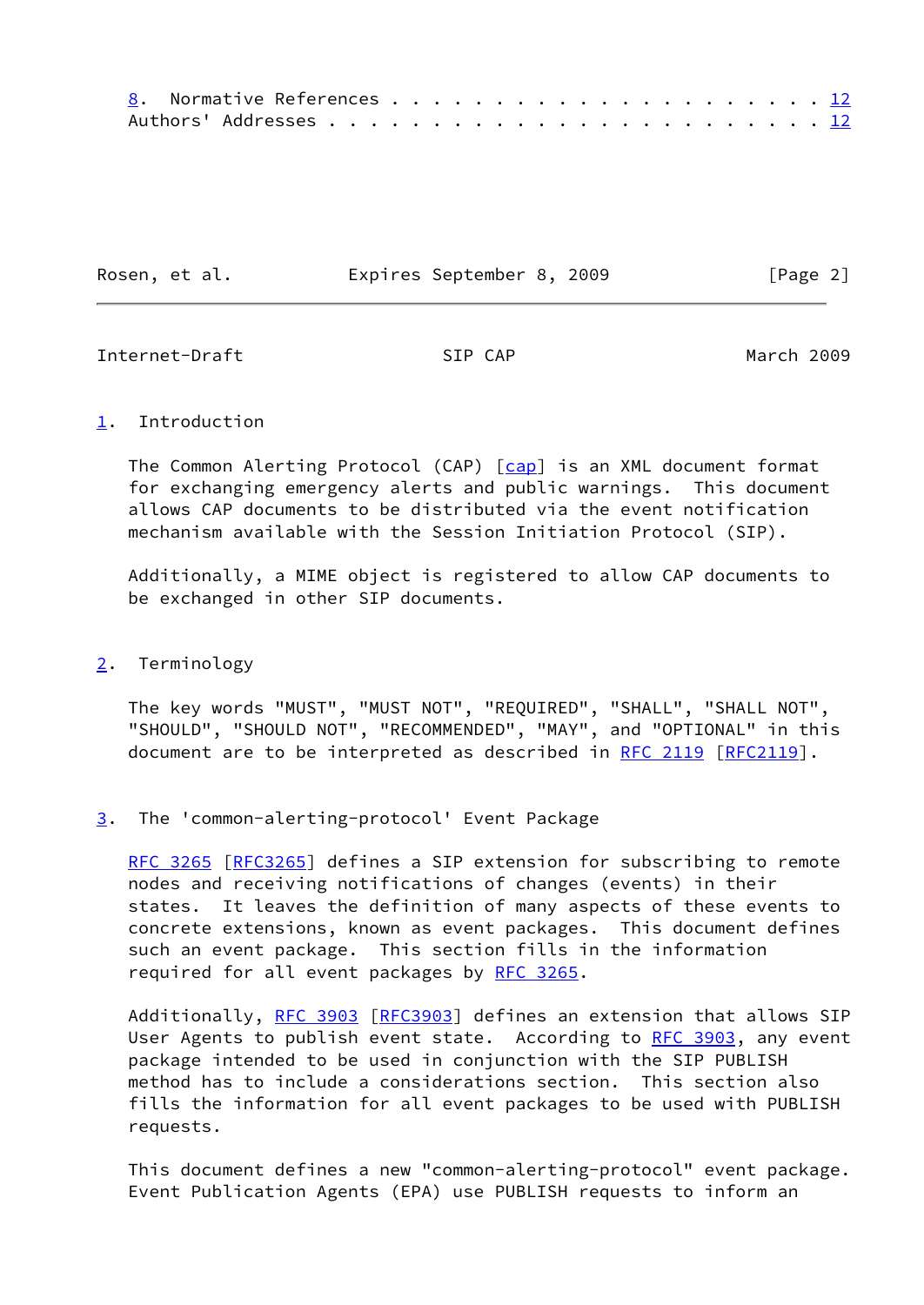8.  Normative References . . . . . . . . . . . . . . . . . . . . . 12
   Authors' Addresses . . . . . . . . . . . . . . . . . . . . . . . . 12

## 1. Introduction

The Common Alerting Protocol (CAP) [cap] is an XML document format for exchanging emergency alerts and public warnings. This document allows CAP documents to be distributed via the event notification mechanism available with the Session Initiation Protocol (SIP).

Additionally, a MIME object is registered to allow CAP documents to be exchanged in other SIP documents.

## 2. Terminology

The key words "MUST", "MUST NOT", "REQUIRED", "SHALL", "SHALL NOT", "SHOULD", "SHOULD NOT", "RECOMMENDED", "MAY", and "OPTIONAL" in this document are to be interpreted as described in RFC 2119 [RFC2119].

## 3. The 'common-alerting-protocol' Event Package

RFC 3265 [RFC3265] defines a SIP extension for subscribing to remote nodes and receiving notifications of changes (events) in their states. It leaves the definition of many aspects of these events to concrete extensions, known as event packages. This document defines such an event package. This section fills in the information required for all event packages by RFC 3265.

Additionally, RFC 3903 [RFC3903] defines an extension that allows SIP User Agents to publish event state. According to RFC 3903, any event package intended to be used in conjunction with the SIP PUBLISH method has to include a considerations section. This section also fills the information for all event packages to be used with PUBLISH requests.

This document defines a new "common-alerting-protocol" event package. Event Publication Agents (EPA) use PUBLISH requests to inform an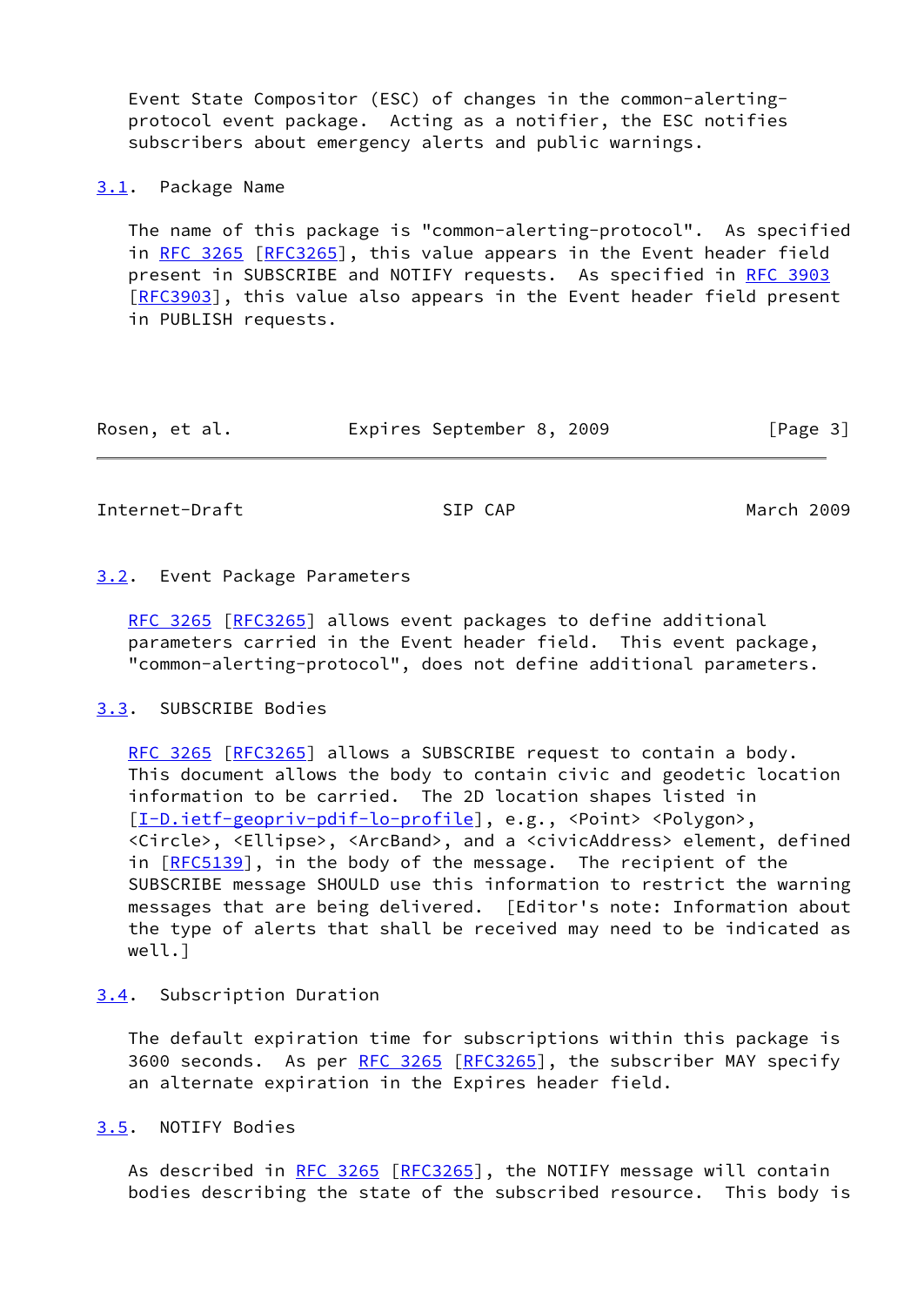Event State Compositor (ESC) of changes in the common-alerting-protocol event package. Acting as a notifier, the ESC notifies subscribers about emergency alerts and public warnings.

### 3.1. Package Name

The name of this package is "common-alerting-protocol". As specified in RFC 3265 [RFC3265], this value appears in the Event header field present in SUBSCRIBE and NOTIFY requests. As specified in RFC 3903 [RFC3903], this value also appears in the Event header field present in PUBLISH requests.

### 3.2. Event Package Parameters

RFC 3265 [RFC3265] allows event packages to define additional parameters carried in the Event header field. This event package, "common-alerting-protocol", does not define additional parameters.

### 3.3. SUBSCRIBE Bodies

RFC 3265 [RFC3265] allows a SUBSCRIBE request to contain a body. This document allows the body to contain civic and geodetic location information to be carried. The 2D location shapes listed in [I-D.ietf-geopriv-pdif-lo-profile], e.g., <Point> <Polygon>, <Circle>, <Ellipse>, <ArcBand>, and a <civicAddress> element, defined in [RFC5139], in the body of the message. The recipient of the SUBSCRIBE message SHOULD use this information to restrict the warning messages that are being delivered. [Editor's note: Information about the type of alerts that shall be received may need to be indicated as well.]

### 3.4. Subscription Duration

The default expiration time for subscriptions within this package is 3600 seconds. As per RFC 3265 [RFC3265], the subscriber MAY specify an alternate expiration in the Expires header field.

### 3.5. NOTIFY Bodies

As described in RFC 3265 [RFC3265], the NOTIFY message will contain bodies describing the state of the subscribed resource. This body is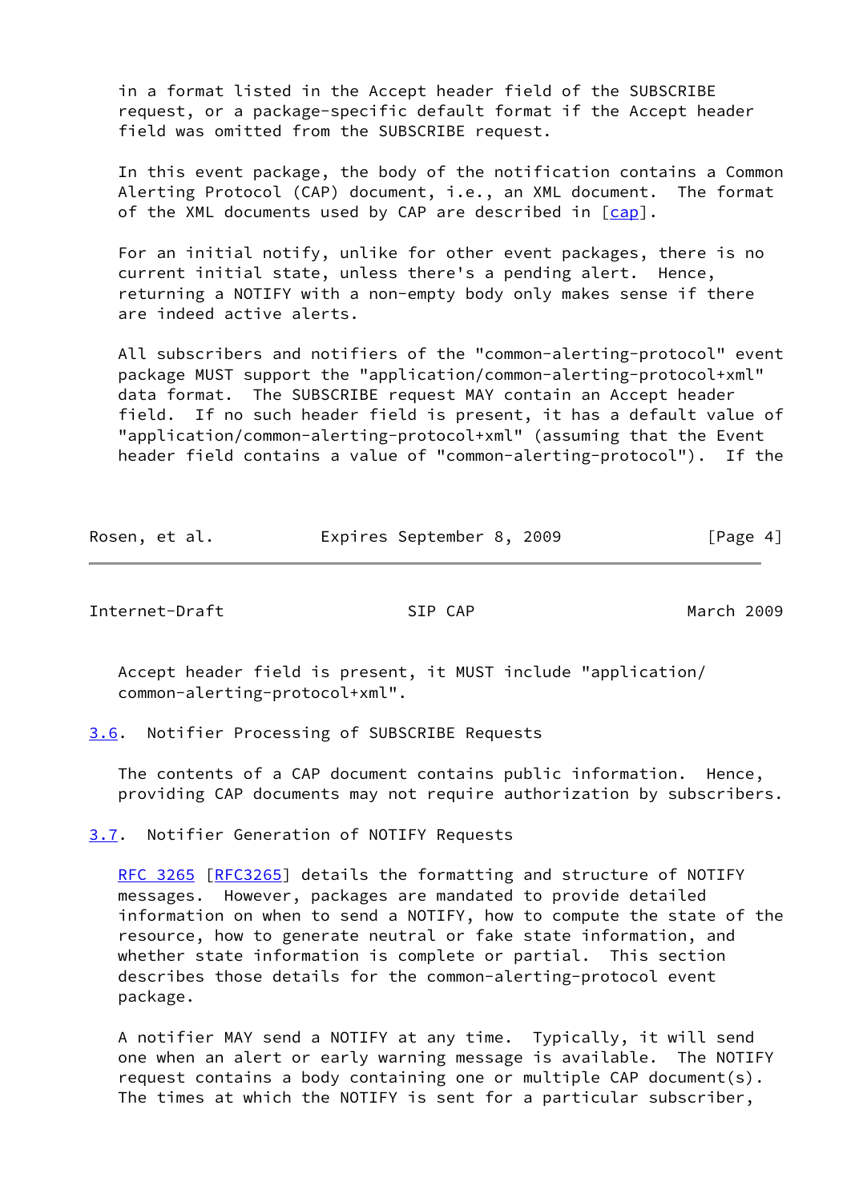in a format listed in the Accept header field of the SUBSCRIBE request, or a package-specific default format if the Accept header field was omitted from the SUBSCRIBE request.

In this event package, the body of the notification contains a Common Alerting Protocol (CAP) document, i.e., an XML document. The format of the XML documents used by CAP are described in [cap].

For an initial notify, unlike for other event packages, there is no current initial state, unless there's a pending alert. Hence, returning a NOTIFY with a non-empty body only makes sense if there are indeed active alerts.

All subscribers and notifiers of the "common-alerting-protocol" event package MUST support the "application/common-alerting-protocol+xml" data format. The SUBSCRIBE request MAY contain an Accept header field. If no such header field is present, it has a default value of "application/common-alerting-protocol+xml" (assuming that the Event header field contains a value of "common-alerting-protocol"). If the Accept header field is present, it MUST include "application/common-alerting-protocol+xml".

### 3.6. Notifier Processing of SUBSCRIBE Requests

The contents of a CAP document contains public information. Hence, providing CAP documents may not require authorization by subscribers.

### 3.7. Notifier Generation of NOTIFY Requests

RFC 3265 [RFC3265] details the formatting and structure of NOTIFY messages. However, packages are mandated to provide detailed information on when to send a NOTIFY, how to compute the state of the resource, how to generate neutral or fake state information, and whether state information is complete or partial. This section describes those details for the common-alerting-protocol event package.

A notifier MAY send a NOTIFY at any time. Typically, it will send one when an alert or early warning message is available. The NOTIFY request contains a body containing one or multiple CAP document(s). The times at which the NOTIFY is sent for a particular subscriber,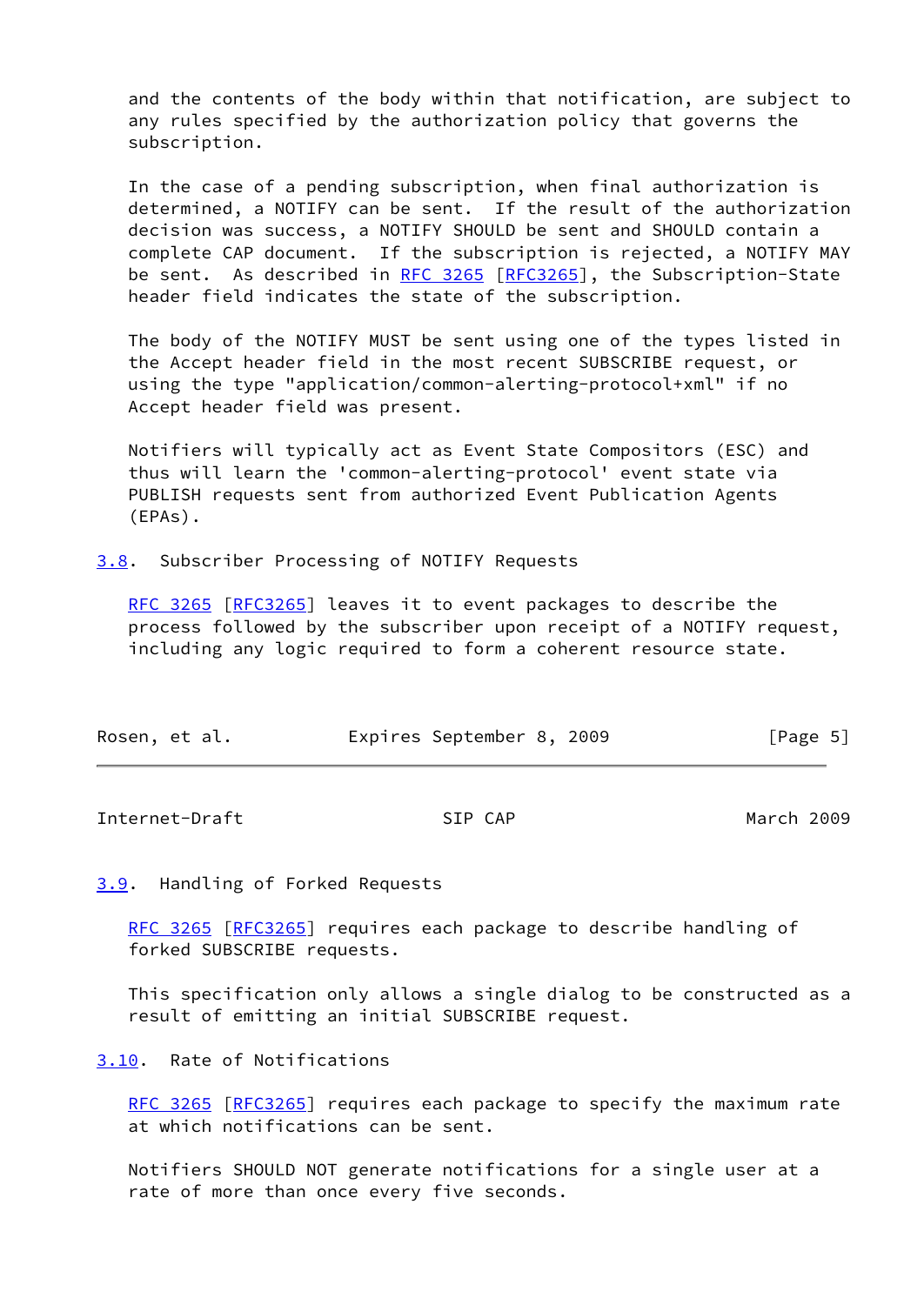and the contents of the body within that notification, are subject to any rules specified by the authorization policy that governs the subscription.

In the case of a pending subscription, when final authorization is determined, a NOTIFY can be sent. If the result of the authorization decision was success, a NOTIFY SHOULD be sent and SHOULD contain a complete CAP document. If the subscription is rejected, a NOTIFY MAY be sent. As described in RFC 3265 [RFC3265], the Subscription-State header field indicates the state of the subscription.

The body of the NOTIFY MUST be sent using one of the types listed in the Accept header field in the most recent SUBSCRIBE request, or using the type "application/common-alerting-protocol+xml" if no Accept header field was present.

Notifiers will typically act as Event State Compositors (ESC) and thus will learn the 'common-alerting-protocol' event state via PUBLISH requests sent from authorized Event Publication Agents (EPAs).

### 3.8. Subscriber Processing of NOTIFY Requests

RFC 3265 [RFC3265] leaves it to event packages to describe the process followed by the subscriber upon receipt of a NOTIFY request, including any logic required to form a coherent resource state.

### 3.9. Handling of Forked Requests

RFC 3265 [RFC3265] requires each package to describe handling of forked SUBSCRIBE requests.

This specification only allows a single dialog to be constructed as a result of emitting an initial SUBSCRIBE request.

### 3.10. Rate of Notifications

RFC 3265 [RFC3265] requires each package to specify the maximum rate at which notifications can be sent.

Notifiers SHOULD NOT generate notifications for a single user at a rate of more than once every five seconds.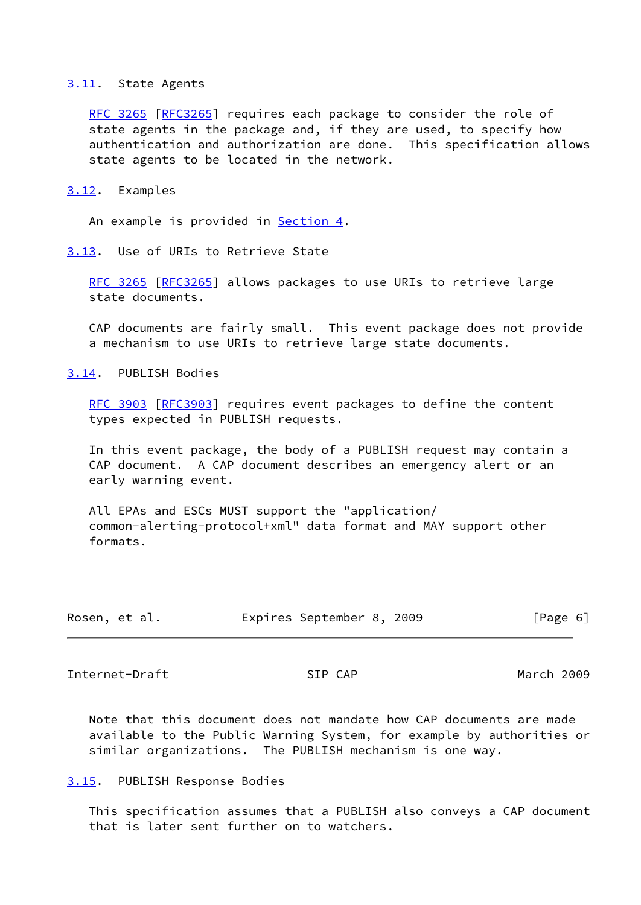### 3.11. State Agents

RFC 3265 [RFC3265] requires each package to consider the role of state agents in the package and, if they are used, to specify how authentication and authorization are done. This specification allows state agents to be located in the network.

### 3.12. Examples

An example is provided in Section 4.

### 3.13. Use of URIs to Retrieve State

RFC 3265 [RFC3265] allows packages to use URIs to retrieve large state documents.

CAP documents are fairly small. This event package does not provide a mechanism to use URIs to retrieve large state documents.

### 3.14. PUBLISH Bodies

RFC 3903 [RFC3903] requires event packages to define the content types expected in PUBLISH requests.

In this event package, the body of a PUBLISH request may contain a CAP document. A CAP document describes an emergency alert or an early warning event.

All EPAs and ESCs MUST support the "application/common-alerting-protocol+xml" data format and MAY support other formats.

Note that this document does not mandate how CAP documents are made available to the Public Warning System, for example by authorities or similar organizations. The PUBLISH mechanism is one way.

### 3.15. PUBLISH Response Bodies

This specification assumes that a PUBLISH also conveys a CAP document that is later sent further on to watchers.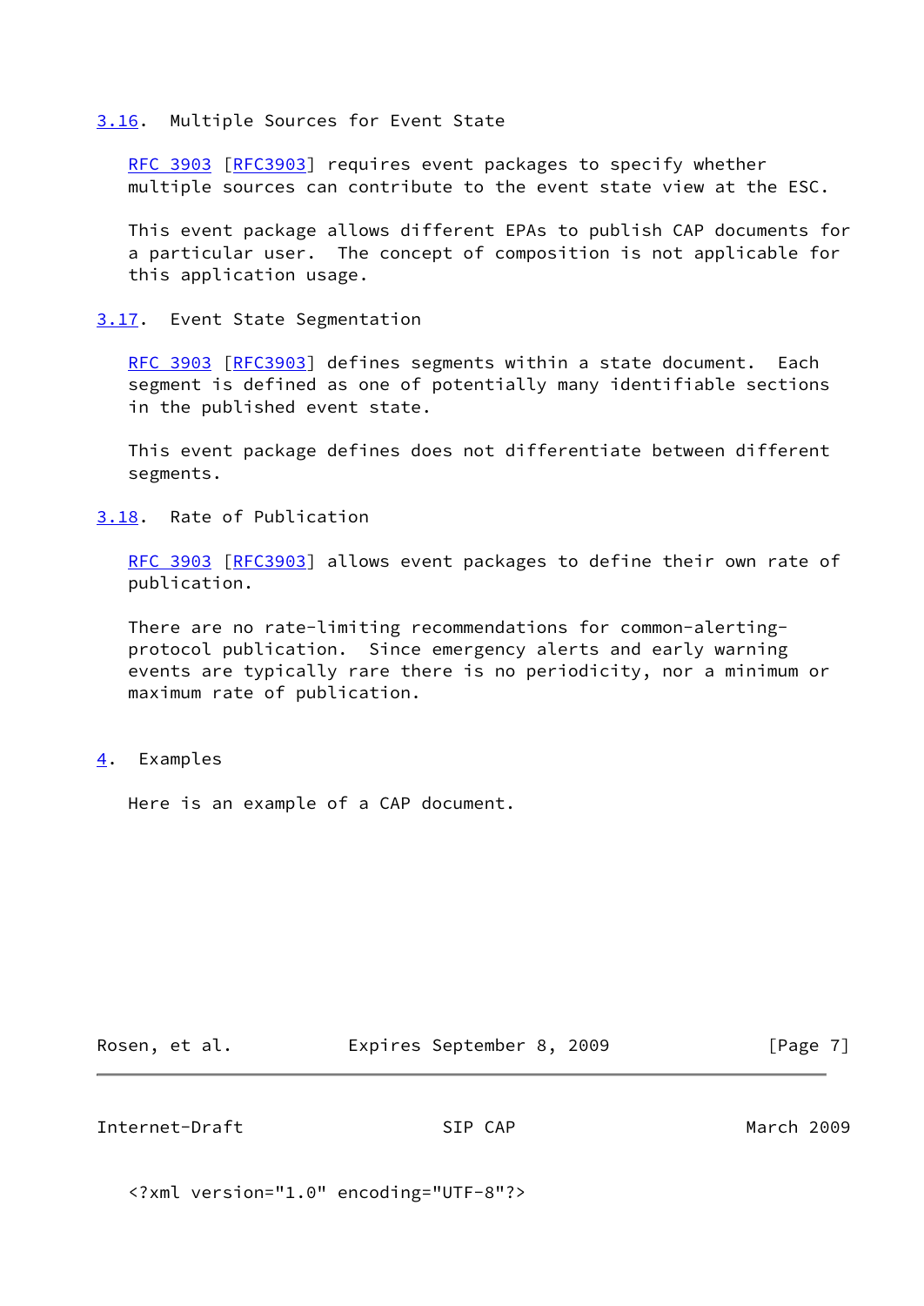### 3.16. Multiple Sources for Event State

RFC 3903 [RFC3903] requires event packages to specify whether multiple sources can contribute to the event state view at the ESC.

This event package allows different EPAs to publish CAP documents for a particular user. The concept of composition is not applicable for this application usage.

### 3.17. Event State Segmentation

RFC 3903 [RFC3903] defines segments within a state document. Each segment is defined as one of potentially many identifiable sections in the published event state.

This event package defines does not differentiate between different segments.

### 3.18. Rate of Publication

RFC 3903 [RFC3903] allows event packages to define their own rate of publication.

There are no rate-limiting recommendations for common-alerting-protocol publication. Since emergency alerts and early warning events are typically rare there is no periodicity, nor a minimum or maximum rate of publication.

## 4. Examples

Here is an example of a CAP document.

```
<?xml version="1.0" encoding="UTF-8"?>
```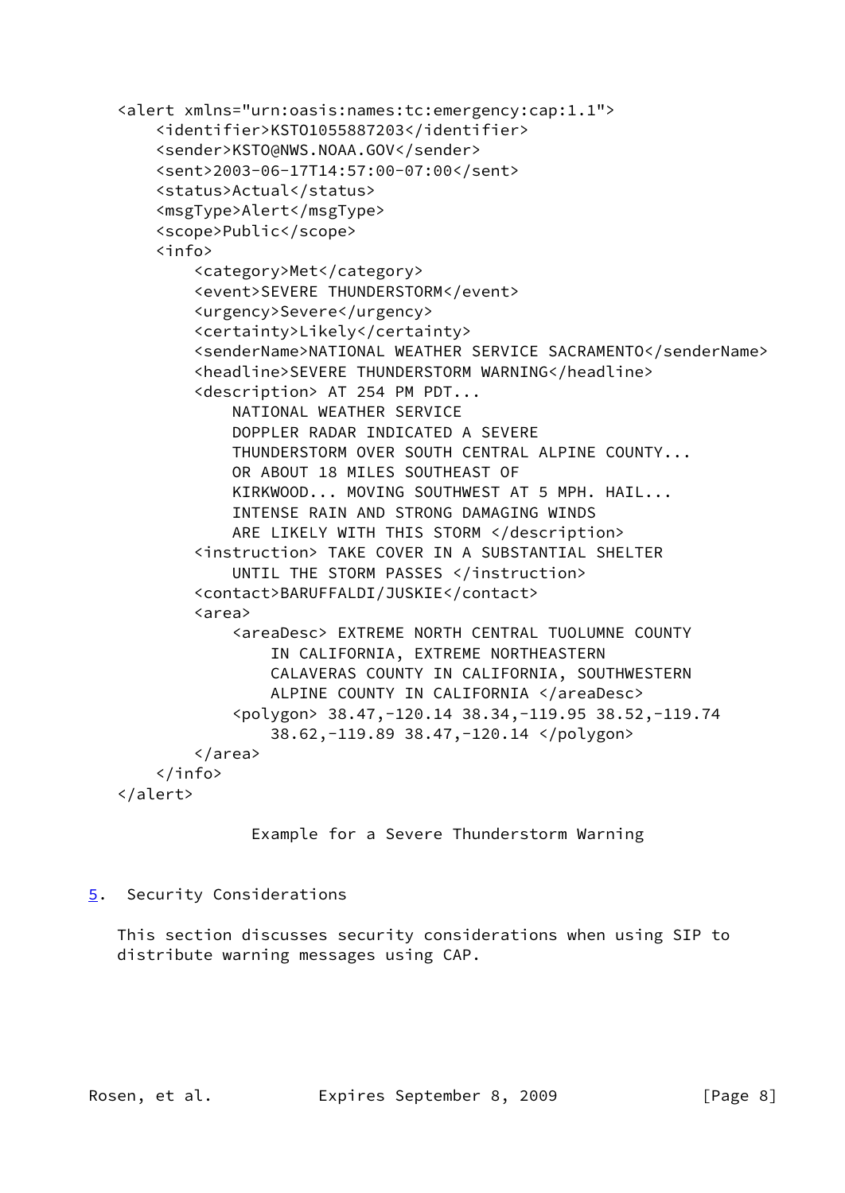```
<alert xmlns="urn:oasis:names:tc:emergency:cap:1.1">
    <identifier>KSTO1055887203</identifier>
    <sender>KSTO@NWS.NOAA.GOV</sender>
    <sent>2003-06-17T14:57:00-07:00</sent>
    <status>Actual</status>
    <msgType>Alert</msgType>
    <scope>Public</scope>
    <info>
        <category>Met</category>
        <event>SEVERE THUNDERSTORM</event>
        <urgency>Severe</urgency>
        <certainty>Likely</certainty>
        <senderName>NATIONAL WEATHER SERVICE SACRAMENTO</senderName>
        <headline>SEVERE THUNDERSTORM WARNING</headline>
        <description> AT 254 PM PDT...
            NATIONAL WEATHER SERVICE
            DOPPLER RADAR INDICATED A SEVERE
            THUNDERSTORM OVER SOUTH CENTRAL ALPINE COUNTY...
            OR ABOUT 18 MILES SOUTHEAST OF
            KIRKWOOD... MOVING SOUTHWEST AT 5 MPH. HAIL...
            INTENSE RAIN AND STRONG DAMAGING WINDS
            ARE LIKELY WITH THIS STORM </description>
        <instruction> TAKE COVER IN A SUBSTANTIAL SHELTER
            UNTIL THE STORM PASSES </instruction>
        <contact>BARUFFALDI/JUSKIE</contact>
        <area>
            <areaDesc> EXTREME NORTH CENTRAL TUOLUMNE COUNTY
                IN CALIFORNIA, EXTREME NORTHEASTERN
                CALAVERAS COUNTY IN CALIFORNIA, SOUTHWESTERN
                ALPINE COUNTY IN CALIFORNIA </areaDesc>
            <polygon> 38.47,-120.14 38.34,-119.95 38.52,-119.74
                38.62,-119.89 38.47,-120.14 </polygon>
        </area>
    </info>
</alert>
```

Example for a Severe Thunderstorm Warning

## 5. Security Considerations

This section discusses security considerations when using SIP to distribute warning messages using CAP.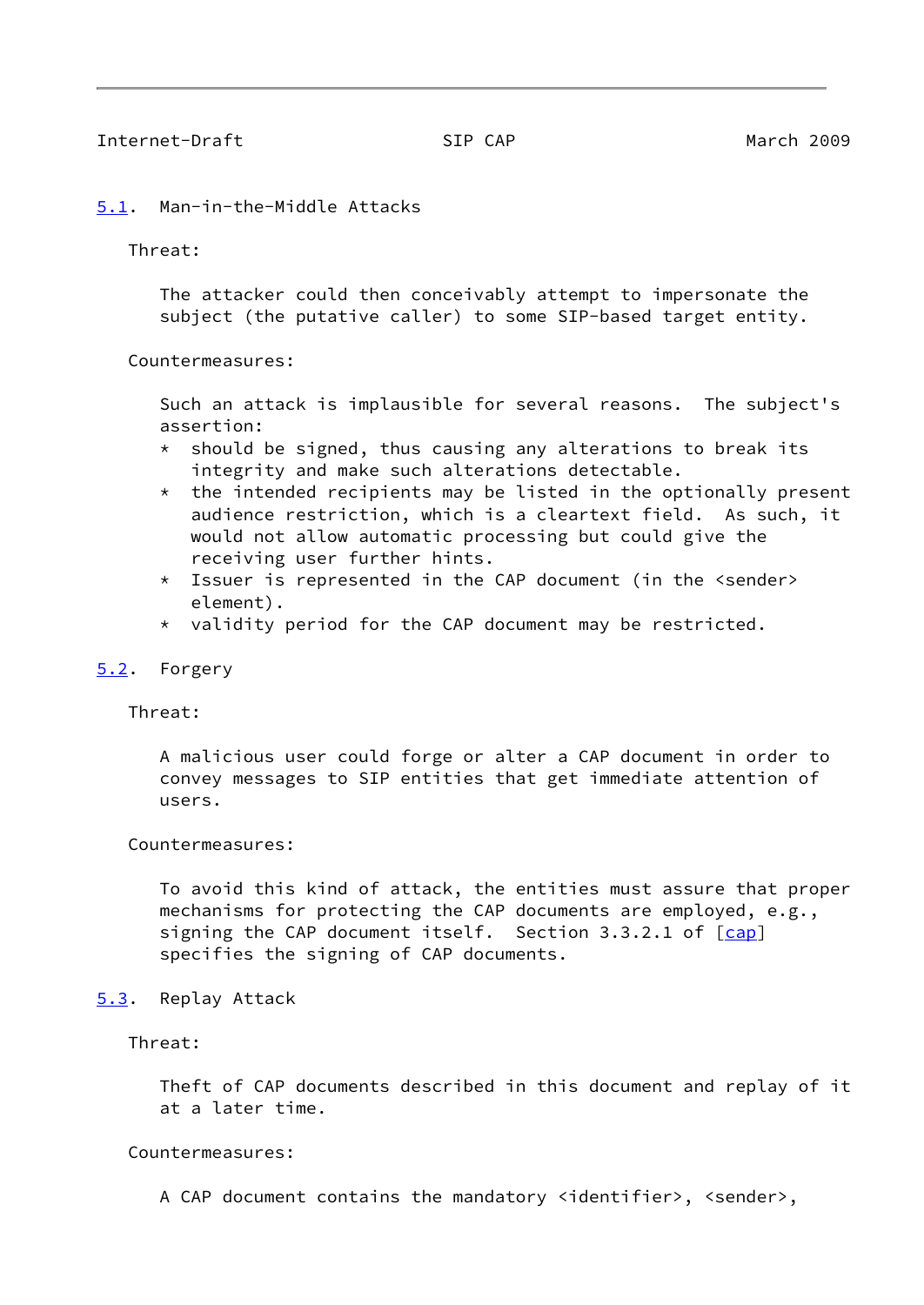### 5.1. Man-in-the-Middle Attacks

Threat:

The attacker could then conceivably attempt to impersonate the subject (the putative caller) to some SIP-based target entity.

Countermeasures:

Such an attack is implausible for several reasons. The subject's assertion:

* should be signed, thus causing any alterations to break its integrity and make such alterations detectable.
* the intended recipients may be listed in the optionally present audience restriction, which is a cleartext field. As such, it would not allow automatic processing but could give the receiving user further hints.
* Issuer is represented in the CAP document (in the <sender> element).
* validity period for the CAP document may be restricted.

### 5.2. Forgery

Threat:

A malicious user could forge or alter a CAP document in order to convey messages to SIP entities that get immediate attention of users.

Countermeasures:

To avoid this kind of attack, the entities must assure that proper mechanisms for protecting the CAP documents are employed, e.g., signing the CAP document itself. Section 3.3.2.1 of [cap] specifies the signing of CAP documents.

### 5.3. Replay Attack

Threat:

Theft of CAP documents described in this document and replay of it at a later time.

Countermeasures:

A CAP document contains the mandatory <identifier>, <sender>,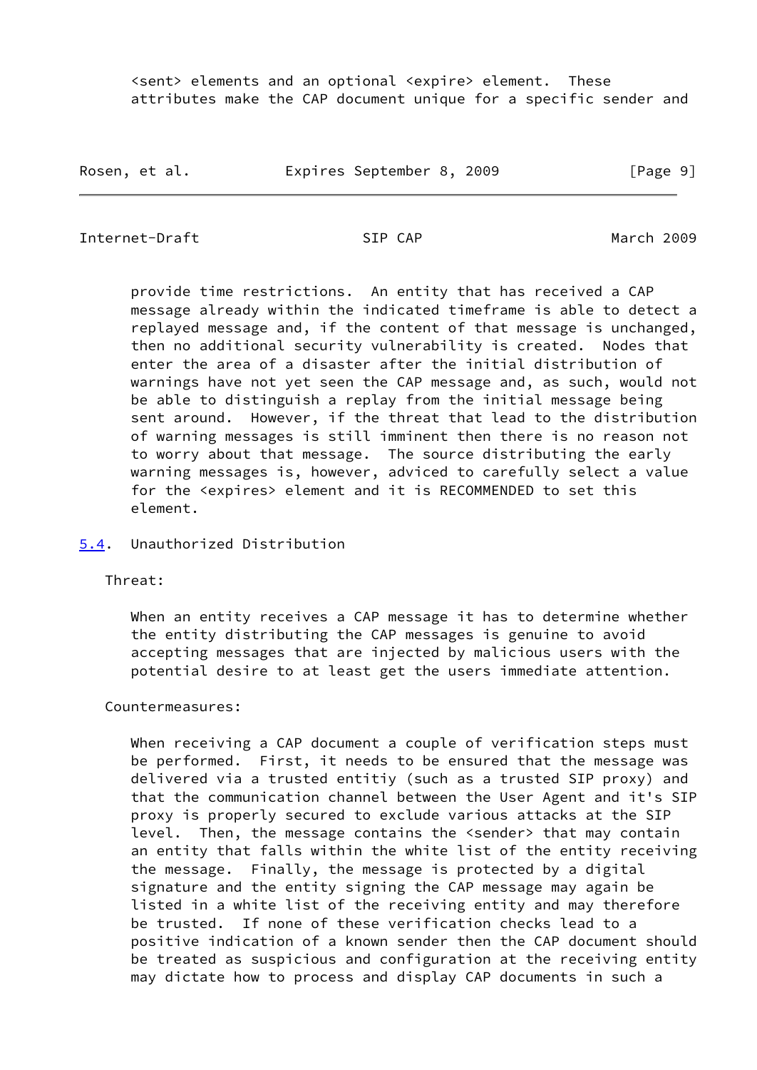<sent> elements and an optional <expire> element. These attributes make the CAP document unique for a specific sender and provide time restrictions. An entity that has received a CAP message already within the indicated timeframe is able to detect a replayed message and, if the content of that message is unchanged, then no additional security vulnerability is created. Nodes that enter the area of a disaster after the initial distribution of warnings have not yet seen the CAP message and, as such, would not be able to distinguish a replay from the initial message being sent around. However, if the threat that lead to the distribution of warning messages is still imminent then there is no reason not to worry about that message. The source distributing the early warning messages is, however, adviced to carefully select a value for the <expires> element and it is RECOMMENDED to set this element.

### 5.4. Unauthorized Distribution

Threat:

When an entity receives a CAP message it has to determine whether the entity distributing the CAP messages is genuine to avoid accepting messages that are injected by malicious users with the potential desire to at least get the users immediate attention.

Countermeasures:

When receiving a CAP document a couple of verification steps must be performed. First, it needs to be ensured that the message was delivered via a trusted entitiy (such as a trusted SIP proxy) and that the communication channel between the User Agent and it's SIP proxy is properly secured to exclude various attacks at the SIP level. Then, the message contains the <sender> that may contain an entity that falls within the white list of the entity receiving the message. Finally, the message is protected by a digital signature and the entity signing the CAP message may again be listed in a white list of the receiving entity and may therefore be trusted. If none of these verification checks lead to a positive indication of a known sender then the CAP document should be treated as suspicious and configuration at the receiving entity may dictate how to process and display CAP documents in such a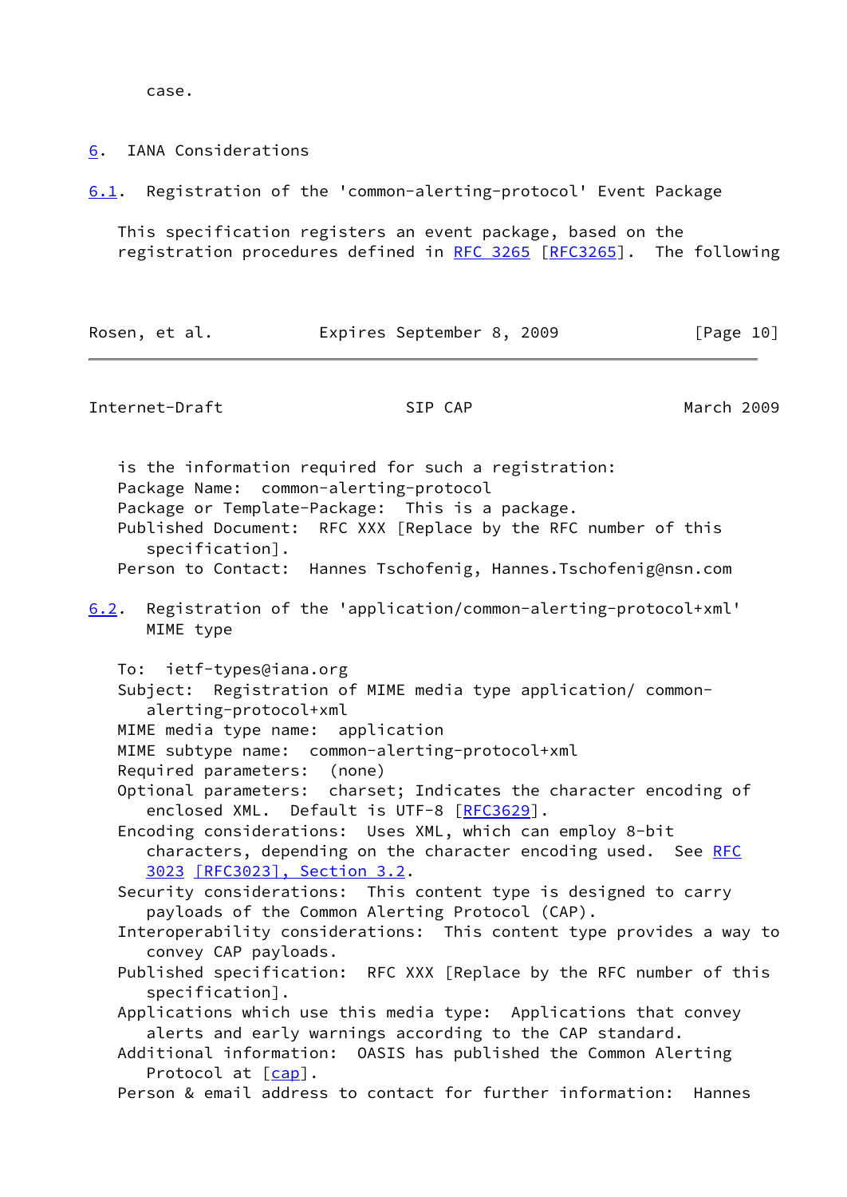case.

## 6. IANA Considerations

### 6.1. Registration of the 'common-alerting-protocol' Event Package

This specification registers an event package, based on the registration procedures defined in RFC 3265 [RFC3265]. The following is the information required for such a registration:

Package Name: common-alerting-protocol

Package or Template-Package: This is a package.

Published Document: RFC XXX [Replace by the RFC number of this specification].

Person to Contact: Hannes Tschofenig, Hannes.Tschofenig@nsn.com

### 6.2. Registration of the 'application/common-alerting-protocol+xml' MIME type

To: ietf-types@iana.org

Subject: Registration of MIME media type application/ common-alerting-protocol+xml

MIME media type name: application

MIME subtype name: common-alerting-protocol+xml

Required parameters: (none)

Optional parameters: charset; Indicates the character encoding of enclosed XML. Default is UTF-8 [RFC3629].

Encoding considerations: Uses XML, which can employ 8-bit characters, depending on the character encoding used. See RFC 3023 [RFC3023], Section 3.2.

Security considerations: This content type is designed to carry payloads of the Common Alerting Protocol (CAP).

Interoperability considerations: This content type provides a way to convey CAP payloads.

Published specification: RFC XXX [Replace by the RFC number of this specification].

Applications which use this media type: Applications that convey alerts and early warnings according to the CAP standard.

Additional information: OASIS has published the Common Alerting Protocol at [cap].

Person & email address to contact for further information: Hannes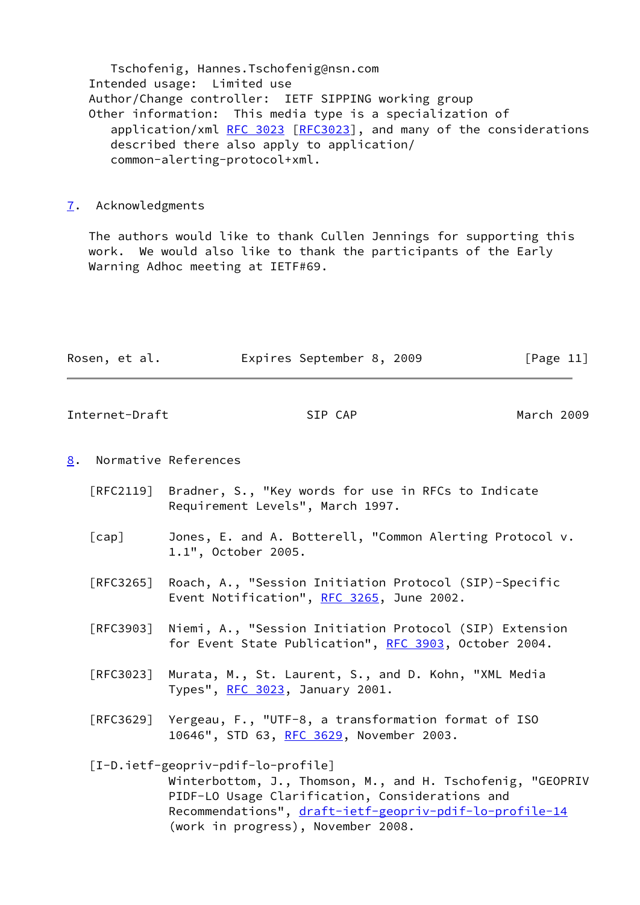Tschofenig, Hannes.Tschofenig@nsn.com

Intended usage: Limited use

Author/Change controller: IETF SIPPING working group

Other information: This media type is a specialization of application/xml RFC 3023 [RFC3023], and many of the considerations described there also apply to application/common-alerting-protocol+xml.

## 7. Acknowledgments

The authors would like to thank Cullen Jennings for supporting this work. We would also like to thank the participants of the Early Warning Adhoc meeting at IETF#69.

## 8. Normative References

[RFC2119] Bradner, S., "Key words for use in RFCs to Indicate Requirement Levels", March 1997.

[cap] Jones, E. and A. Botterell, "Common Alerting Protocol v. 1.1", October 2005.

[RFC3265] Roach, A., "Session Initiation Protocol (SIP)-Specific Event Notification", RFC 3265, June 2002.

[RFC3903] Niemi, A., "Session Initiation Protocol (SIP) Extension for Event State Publication", RFC 3903, October 2004.

[RFC3023] Murata, M., St. Laurent, S., and D. Kohn, "XML Media Types", RFC 3023, January 2001.

[RFC3629] Yergeau, F., "UTF-8, a transformation format of ISO 10646", STD 63, RFC 3629, November 2003.

[I-D.ietf-geopriv-pdif-lo-profile]
Winterbottom, J., Thomson, M., and H. Tschofenig, "GEOPRIV PIDF-LO Usage Clarification, Considerations and Recommendations", draft-ietf-geopriv-pdif-lo-profile-14 (work in progress), November 2008.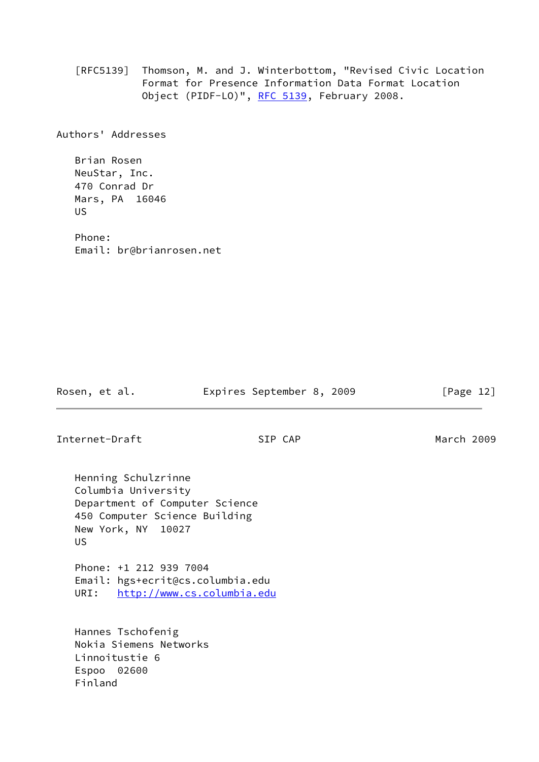[RFC5139] Thomson, M. and J. Winterbottom, "Revised Civic Location Format for Presence Information Data Format Location Object (PIDF-LO)", RFC 5139, February 2008.

## Authors' Addresses

Brian Rosen
NeuStar, Inc.
470 Conrad Dr
Mars, PA 16046
US

Phone:
Email: br@brianrosen.net

Henning Schulzrinne
Columbia University
Department of Computer Science
450 Computer Science Building
New York, NY 10027
US

Phone: +1 212 939 7004
Email: hgs+ecrit@cs.columbia.edu
URI: http://www.cs.columbia.edu

Hannes Tschofenig
Nokia Siemens Networks
Linnoitustie 6
Espoo 02600
Finland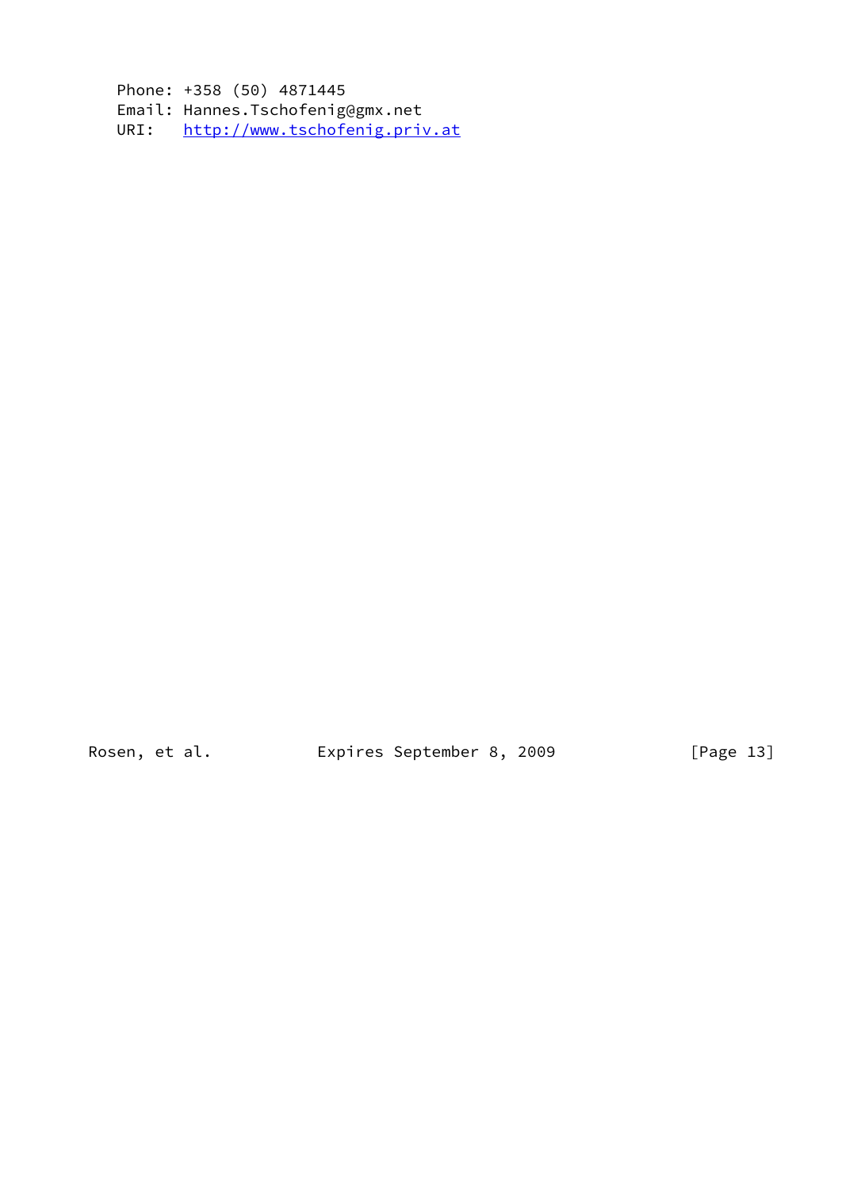Phone: +358 (50) 4871445
Email: Hannes.Tschofenig@gmx.net
URI:   http://www.tschofenig.priv.at